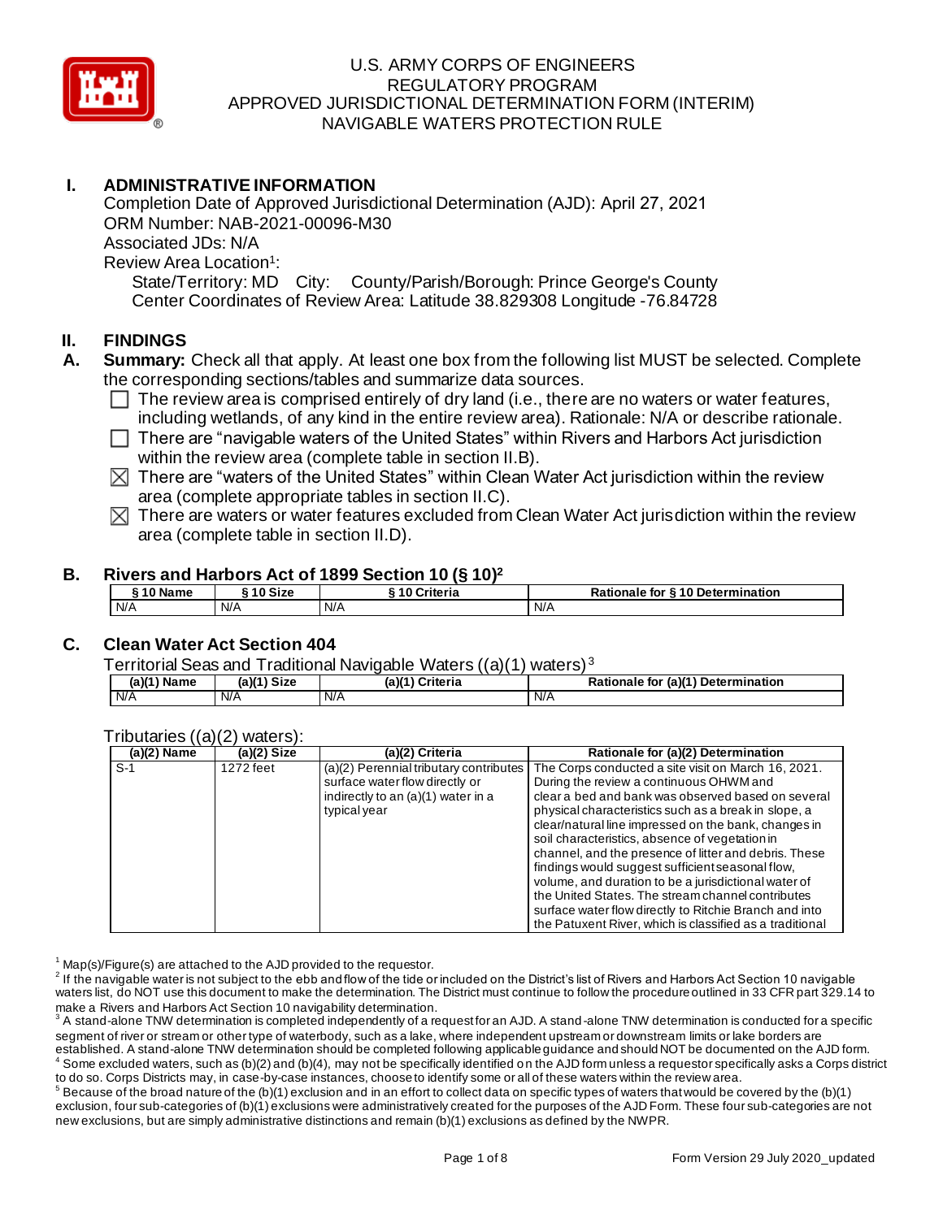# U.S. ARMY CORPS OF ENGINEERS
# REGULATORY PROGRAM
# APPROVED JURISDICTIONAL DETERMINATION FORM (INTERIM)
# NAVIGABLE WATERS PROTECTION RULE

## I. ADMINISTRATIVE INFORMATION

Completion Date of Approved Jurisdictional Determination (AJD): April 27, 2021
ORM Number: NAB-2021-00096-M30
Associated JDs: N/A
Review Area Location[1]:
State/Territory: MD City: County/Parish/Borough: Prince George's County
Center Coordinates of Review Area: Latitude 38.829308 Longitude -76.84728

## II. FINDINGS

**A. Summary:** Check all that apply. At least one box from the following list MUST be selected. Complete the corresponding sections/tables and summarize data sources.

- ☐ The review area is comprised entirely of dry land (i.e., there are no waters or water features, including wetlands, of any kind in the entire review area). Rationale: N/A or describe rationale.
- ☐ There are "navigable waters of the United States" within Rivers and Harbors Act jurisdiction within the review area (complete table in section II.B).
- ☒ There are "waters of the United States" within Clean Water Act jurisdiction within the review area (complete appropriate tables in section II.C).
- ☒ There are waters or water features excluded from Clean Water Act jurisdiction within the review area (complete table in section II.D).

**B. Rivers and Harbors Act of 1899 Section 10 (§ 10)[2]**

| § 10 Name | § 10 Size | § 10 Criteria | Rationale for § 10 Determination |
|---|---|---|---|
| N/A | N/A | N/A | N/A |

**C. Clean Water Act Section 404**

Territorial Seas and Traditional Navigable Waters ((a)(1) waters)[3]

| (a)(1) Name | (a)(1) Size | (a)(1) Criteria | Rationale for (a)(1) Determination |
|---|---|---|---|
| N/A | N/A | N/A | N/A |

Tributaries ((a)(2) waters):

| (a)(2) Name | (a)(2) Size | (a)(2) Criteria | Rationale for (a)(2) Determination |
|---|---|---|---|
| S-1 | 1272 feet | (a)(2) Perennial tributary contributes surface water flow directly or indirectly to an (a)(1) water in a typical year | The Corps conducted a site visit on March 16, 2021. During the review a continuous OHWM and clear a bed and bank was observed based on several physical characteristics such as a break in slope, a clear/natural line impressed on the bank, changes in soil characteristics, absence of vegetation in channel, and the presence of litter and debris. These findings would suggest sufficient seasonal flow, volume, and duration to be a jurisdictional water of the United States. The stream channel contributes surface water flow directly to Ritchie Branch and into the Patuxent River, which is classified as a traditional |

[1] Map(s)/Figure(s) are attached to the AJD provided to the requestor.
[2] If the navigable water is not subject to the ebb and flow of the tide or included on the District's list of Rivers and Harbors Act Section 10 navigable waters list, do NOT use this document to make the determination. The District must continue to follow the procedure outlined in 33 CFR part 329.14 to make a Rivers and Harbors Act Section 10 navigability determination.
[3] A stand-alone TNW determination is completed independently of a request for an AJD. A stand-alone TNW determination is conducted for a specific segment of river or stream or other type of waterbody, such as a lake, where independent upstream or downstream limits or lake borders are established. A stand-alone TNW determination should be completed following applicable guidance and should NOT be documented on the AJD form.
[4] Some excluded waters, such as (b)(2) and (b)(4), may not be specifically identified on the AJD form unless a requestor specifically asks a Corps district to do so. Corps Districts may, in case-by-case instances, choose to identify some or all of these waters within the review area.
[5] Because of the broad nature of the (b)(1) exclusion and in an effort to collect data on specific types of waters that would be covered by the (b)(1) exclusion, four sub-categories of (b)(1) exclusions were administratively created for the purposes of the AJD Form. These four sub-categories are not new exclusions, but are simply administrative distinctions and remain (b)(1) exclusions as defined by the NWPR.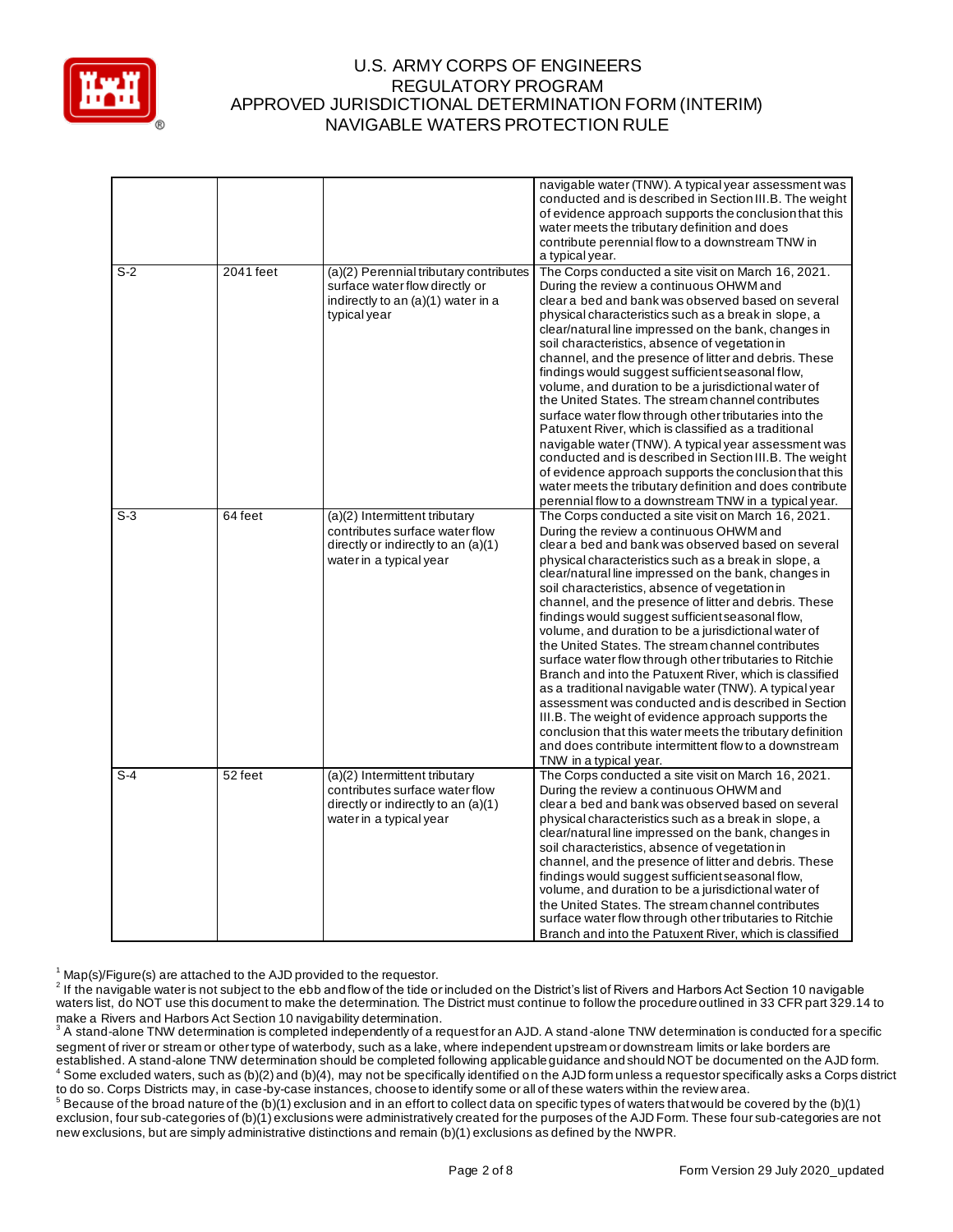| | | | |
|---|---|---|---|
| | | | navigable water (TNW). A typical year assessment was conducted and is described in Section III.B. The weight of evidence approach supports the conclusion that this water meets the tributary definition and does contribute perennial flow to a downstream TNW in a typical year. |
| S-2 | 2041 feet | (a)(2) Perennial tributary contributes surface water flow directly or indirectly to an (a)(1) water in a typical year | The Corps conducted a site visit on March 16, 2021. During the review a continuous OHWM and clear a bed and bank was observed based on several physical characteristics such as a break in slope, a clear/natural line impressed on the bank, changes in soil characteristics, absence of vegetation in channel, and the presence of litter and debris. These findings would suggest sufficient seasonal flow, volume, and duration to be a jurisdictional water of the United States. The stream channel contributes surface water flow through other tributaries into the Patuxent River, which is classified as a traditional navigable water (TNW). A typical year assessment was conducted and is described in Section III.B. The weight of evidence approach supports the conclusion that this water meets the tributary definition and does contribute perennial flow to a downstream TNW in a typical year. |
| S-3 | 64 feet | (a)(2) Intermittent tributary contributes surface water flow directly or indirectly to an (a)(1) water in a typical year | The Corps conducted a site visit on March 16, 2021. During the review a continuous OHWM and clear a bed and bank was observed based on several physical characteristics such as a break in slope, a clear/natural line impressed on the bank, changes in soil characteristics, absence of vegetation in channel, and the presence of litter and debris. These findings would suggest sufficient seasonal flow, volume, and duration to be a jurisdictional water of the United States. The stream channel contributes surface water flow through other tributaries to Ritchie Branch and into the Patuxent River, which is classified as a traditional navigable water (TNW). A typical year assessment was conducted and is described in Section III.B. The weight of evidence approach supports the conclusion that this water meets the tributary definition and does contribute intermittent flow to a downstream TNW in a typical year. |
| S-4 | 52 feet | (a)(2) Intermittent tributary contributes surface water flow directly or indirectly to an (a)(1) water in a typical year | The Corps conducted a site visit on March 16, 2021. During the review a continuous OHWM and clear a bed and bank was observed based on several physical characteristics such as a break in slope, a clear/natural line impressed on the bank, changes in soil characteristics, absence of vegetation in channel, and the presence of litter and debris. These findings would suggest sufficient seasonal flow, volume, and duration to be a jurisdictional water of the United States. The stream channel contributes surface water flow through other tributaries to Ritchie Branch and into the Patuxent River, which is classified |

[1] Map(s)/Figure(s) are attached to the AJD provided to the requestor.

[2] If the navigable water is not subject to the ebb and flow of the tide or included on the District's list of Rivers and Harbors Act Section 10 navigable waters list, do NOT use this document to make the determination. The District must continue to follow the procedure outlined in 33 CFR part 329.14 to make a Rivers and Harbors Act Section 10 navigability determination.

[3] A stand-alone TNW determination is completed independently of a request for an AJD. A stand-alone TNW determination is conducted for a specific segment of river or stream or other type of waterbody, such as a lake, where independent upstream or downstream limits or lake borders are established. A stand-alone TNW determination should be completed following applicable guidance and should NOT be documented on the AJD form.

[4] Some excluded waters, such as (b)(2) and (b)(4), may not be specifically identified on the AJD form unless a requestor specifically asks a Corps district to do so. Corps Districts may, in case-by-case instances, choose to identify some or all of these waters within the review area.

[5] Because of the broad nature of the (b)(1) exclusion and in an effort to collect data on specific types of waters that would be covered by the (b)(1) exclusion, four sub-categories of (b)(1) exclusions were administratively created for the purposes of the AJD Form. These four sub-categories are not new exclusions, but are simply administrative distinctions and remain (b)(1) exclusions as defined by the NWPR.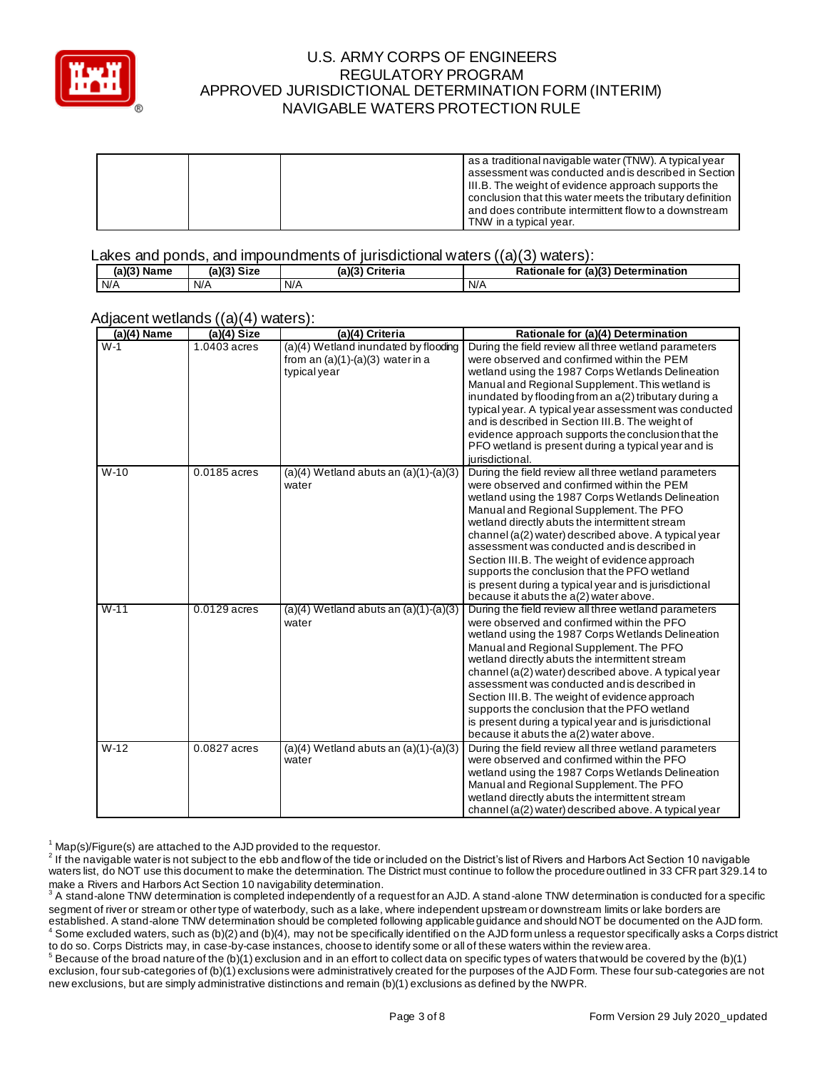| | | | as a traditional navigable water (TNW). A typical year assessment was conducted and is described in Section III.B. The weight of evidence approach supports the conclusion that this water meets the tributary definition and does contribute intermittent flow to a downstream TNW in a typical year. |
|---|---|---|---|

Lakes and ponds, and impoundments of jurisdictional waters ((a)(3) waters):

| (a)(3) Name | (a)(3) Size | (a)(3) Criteria | Rationale for (a)(3) Determination |
|---|---|---|---|
| N/A | N/A | N/A | N/A |

Adjacent wetlands ((a)(4) waters):

| (a)(4) Name | (a)(4) Size | (a)(4) Criteria | Rationale for (a)(4) Determination |
|---|---|---|---|
| W-1 | 1.0403 acres | (a)(4) Wetland inundated by flooding from an (a)(1)-(a)(3) water in a typical year | During the field review all three wetland parameters were observed and confirmed within the PEM wetland using the 1987 Corps Wetlands Delineation Manual and Regional Supplement. This wetland is inundated by flooding from an a(2) tributary during a typical year. A typical year assessment was conducted and is described in Section III.B. The weight of evidence approach supports the conclusion that the PFO wetland is present during a typical year and is jurisdictional. |
| W-10 | 0.0185 acres | (a)(4) Wetland abuts an (a)(1)-(a)(3) water | During the field review all three wetland parameters were observed and confirmed within the PEM wetland using the 1987 Corps Wetlands Delineation Manual and Regional Supplement. The PFO wetland directly abuts the intermittent stream channel (a(2) water) described above. A typical year assessment was conducted and is described in Section III.B. The weight of evidence approach supports the conclusion that the PFO wetland is present during a typical year and is jurisdictional because it abuts the a(2) water above. |
| W-11 | 0.0129 acres | (a)(4) Wetland abuts an (a)(1)-(a)(3) water | During the field review all three wetland parameters were observed and confirmed within the PFO wetland using the 1987 Corps Wetlands Delineation Manual and Regional Supplement. The PFO wetland directly abuts the intermittent stream channel (a(2) water) described above. A typical year assessment was conducted and is described in Section III.B. The weight of evidence approach supports the conclusion that the PFO wetland is present during a typical year and is jurisdictional because it abuts the a(2) water above. |
| W-12 | 0.0827 acres | (a)(4) Wetland abuts an (a)(1)-(a)(3) water | During the field review all three wetland parameters were observed and confirmed within the PFO wetland using the 1987 Corps Wetlands Delineation Manual and Regional Supplement. The PFO wetland directly abuts the intermittent stream channel (a(2) water) described above. A typical year |

[1] Map(s)/Figure(s) are attached to the AJD provided to the requestor.

[2] If the navigable water is not subject to the ebb and flow of the tide or included on the District's list of Rivers and Harbors Act Section 10 navigable waters list, do NOT use this document to make the determination. The District must continue to follow the procedure outlined in 33 CFR part 329.14 to make a Rivers and Harbors Act Section 10 navigability determination.

[3] A stand-alone TNW determination is completed independently of a request for an AJD. A stand-alone TNW determination is conducted for a specific segment of river or stream or other type of waterbody, such as a lake, where independent upstream or downstream limits or lake borders are established. A stand-alone TNW determination should be completed following applicable guidance and should NOT be documented on the AJD form.

[4] Some excluded waters, such as (b)(2) and (b)(4), may not be specifically identified on the AJD form unless a requestor specifically asks a Corps district to do so. Corps Districts may, in case-by-case instances, choose to identify some or all of these waters within the review area.

[5] Because of the broad nature of the (b)(1) exclusion and in an effort to collect data on specific types of waters that would be covered by the (b)(1) exclusion, four sub-categories of (b)(1) exclusions were administratively created for the purposes of the AJD Form. These four sub-categories are not new exclusions, but are simply administrative distinctions and remain (b)(1) exclusions as defined by the NWPR.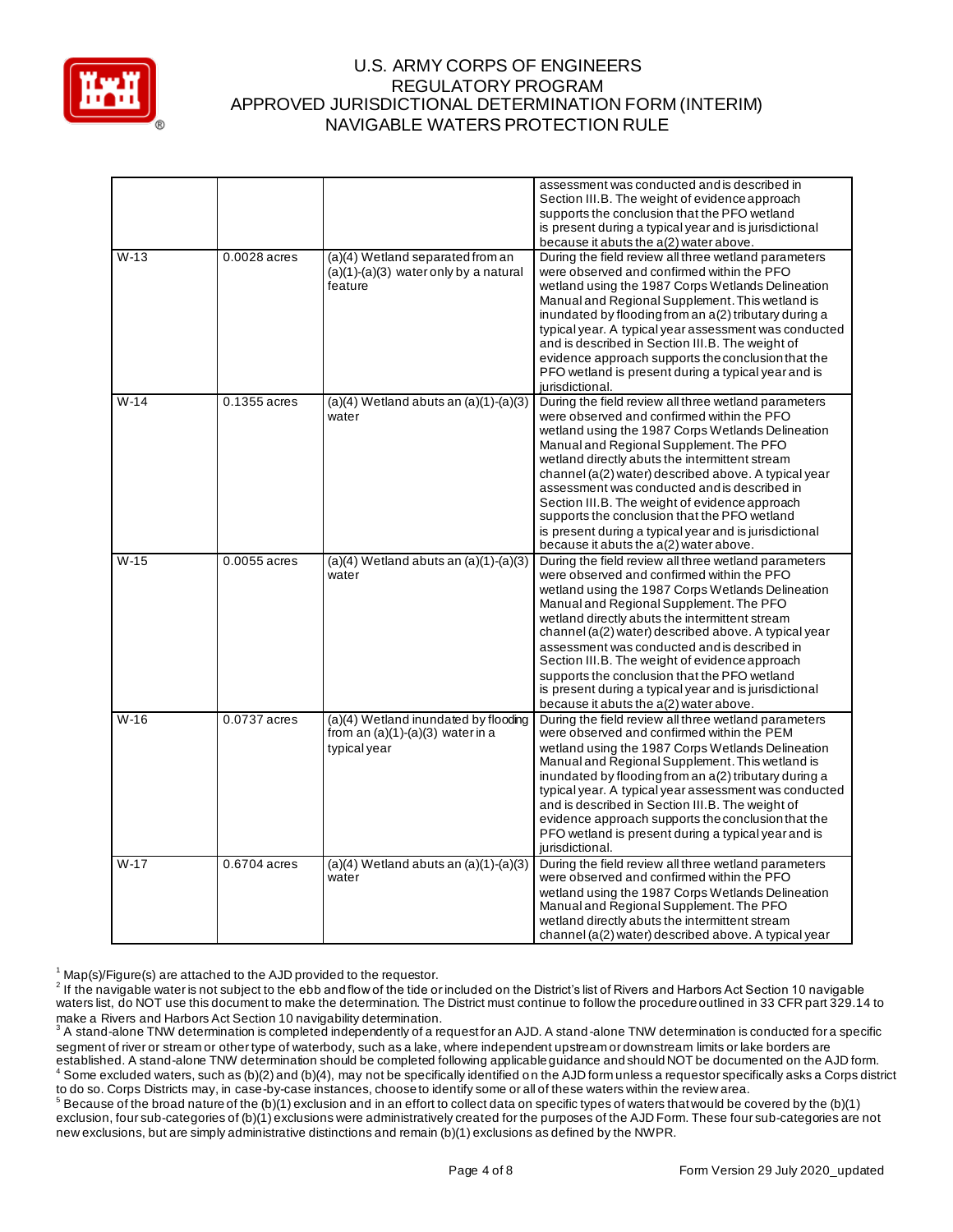| | | | |
|---|---|---|---|
| | | | assessment was conducted and is described in Section III.B. The weight of evidence approach supports the conclusion that the PFO wetland is present during a typical year and is jurisdictional because it abuts the a(2) water above. |
| W-13 | 0.0028 acres | (a)(4) Wetland separated from an (a)(1)-(a)(3) water only by a natural feature | During the field review all three wetland parameters were observed and confirmed within the PFO wetland using the 1987 Corps Wetlands Delineation Manual and Regional Supplement. This wetland is inundated by flooding from an a(2) tributary during a typical year. A typical year assessment was conducted and is described in Section III.B. The weight of evidence approach supports the conclusion that the PFO wetland is present during a typical year and is jurisdictional. |
| W-14 | 0.1355 acres | (a)(4) Wetland abuts an (a)(1)-(a)(3) water | During the field review all three wetland parameters were observed and confirmed within the PFO wetland using the 1987 Corps Wetlands Delineation Manual and Regional Supplement. The PFO wetland directly abuts the intermittent stream channel (a(2) water) described above. A typical year assessment was conducted and is described in Section III.B. The weight of evidence approach supports the conclusion that the PFO wetland is present during a typical year and is jurisdictional because it abuts the a(2) water above. |
| W-15 | 0.0055 acres | (a)(4) Wetland abuts an (a)(1)-(a)(3) water | During the field review all three wetland parameters were observed and confirmed within the PFO wetland using the 1987 Corps Wetlands Delineation Manual and Regional Supplement. The PFO wetland directly abuts the intermittent stream channel (a(2) water) described above. A typical year assessment was conducted and is described in Section III.B. The weight of evidence approach supports the conclusion that the PFO wetland is present during a typical year and is jurisdictional because it abuts the a(2) water above. |
| W-16 | 0.0737 acres | (a)(4) Wetland inundated by flooding from an (a)(1)-(a)(3) water in a typical year | During the field review all three wetland parameters were observed and confirmed within the PEM wetland using the 1987 Corps Wetlands Delineation Manual and Regional Supplement. This wetland is inundated by flooding from an a(2) tributary during a typical year. A typical year assessment was conducted and is described in Section III.B. The weight of evidence approach supports the conclusion that the PFO wetland is present during a typical year and is jurisdictional. |
| W-17 | 0.6704 acres | (a)(4) Wetland abuts an (a)(1)-(a)(3) water | During the field review all three wetland parameters were observed and confirmed within the PFO wetland using the 1987 Corps Wetlands Delineation Manual and Regional Supplement. The PFO wetland directly abuts the intermittent stream channel (a(2) water) described above. A typical year |

[1] Map(s)/Figure(s) are attached to the AJD provided to the requestor.

[2] If the navigable water is not subject to the ebb and flow of the tide or included on the District's list of Rivers and Harbors Act Section 10 navigable waters list, do NOT use this document to make the determination. The District must continue to follow the procedure outlined in 33 CFR part 329.14 to make a Rivers and Harbors Act Section 10 navigability determination.

[3] A stand-alone TNW determination is completed independently of a request for an AJD. A stand-alone TNW determination is conducted for a specific segment of river or stream or other type of waterbody, such as a lake, where independent upstream or downstream limits or lake borders are established. A stand-alone TNW determination should be completed following applicable guidance and should NOT be documented on the AJD form.

[4] Some excluded waters, such as (b)(2) and (b)(4), may not be specifically identified on the AJD form unless a requestor specifically asks a Corps district to do so. Corps Districts may, in case-by-case instances, choose to identify some or all of these waters within the review area.

[5] Because of the broad nature of the (b)(1) exclusion and in an effort to collect data on specific types of waters that would be covered by the (b)(1) exclusion, four sub-categories of (b)(1) exclusions were administratively created for the purposes of the AJD Form. These four sub-categories are not new exclusions, but are simply administrative distinctions and remain (b)(1) exclusions as defined by the NWPR.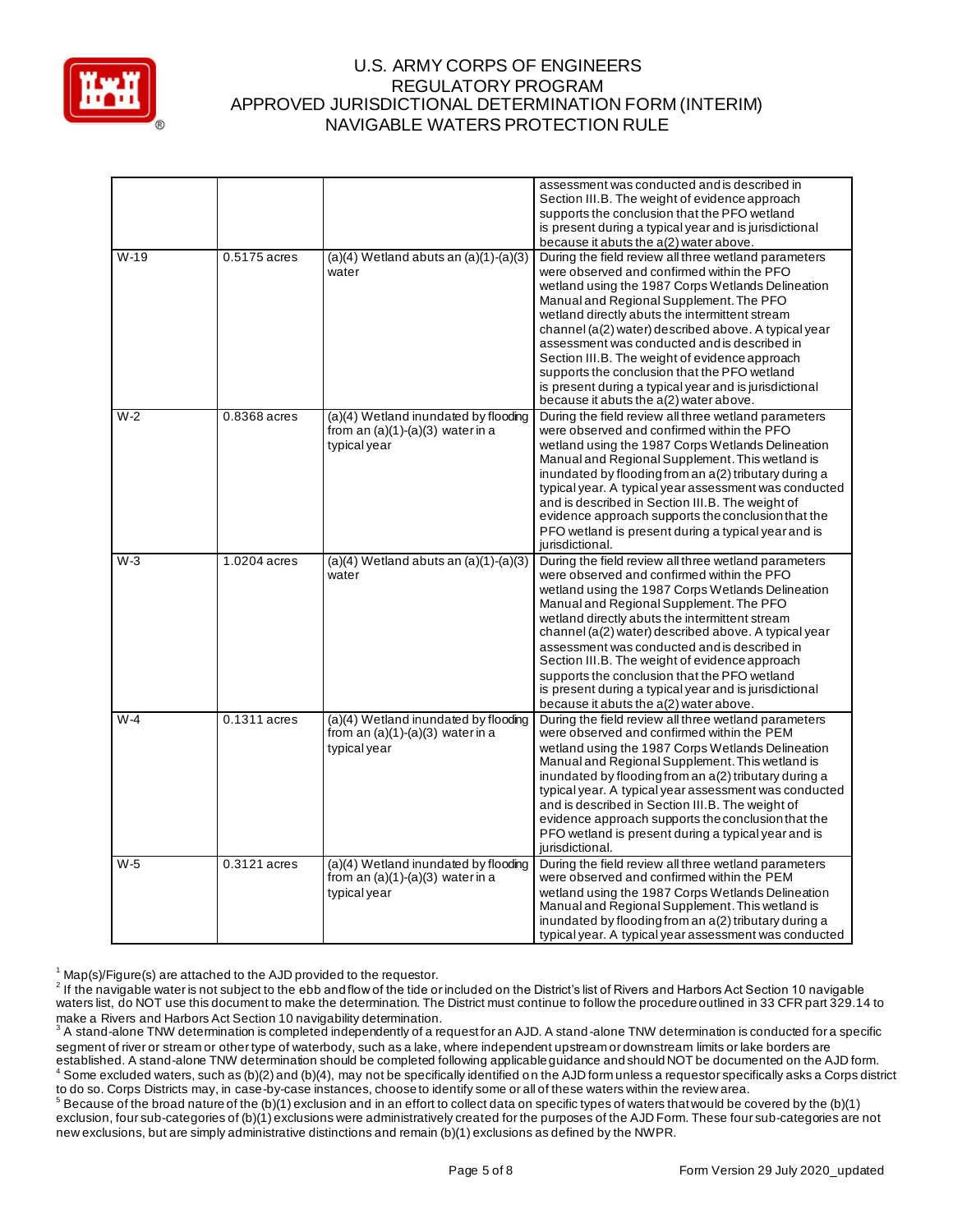| | | | |
|---|---|---|---|
| | | | assessment was conducted and is described in Section III.B. The weight of evidence approach supports the conclusion that the PFO wetland is present during a typical year and is jurisdictional because it abuts the a(2) water above. |
| W-19 | 0.5175 acres | (a)(4) Wetland abuts an (a)(1)-(a)(3) water | During the field review all three wetland parameters were observed and confirmed within the PFO wetland using the 1987 Corps Wetlands Delineation Manual and Regional Supplement. The PFO wetland directly abuts the intermittent stream channel (a(2) water) described above. A typical year assessment was conducted and is described in Section III.B. The weight of evidence approach supports the conclusion that the PFO wetland is present during a typical year and is jurisdictional because it abuts the a(2) water above. |
| W-2 | 0.8368 acres | (a)(4) Wetland inundated by flooding from an (a)(1)-(a)(3) water in a typical year | During the field review all three wetland parameters were observed and confirmed within the PFO wetland using the 1987 Corps Wetlands Delineation Manual and Regional Supplement. This wetland is inundated by flooding from an a(2) tributary during a typical year. A typical year assessment was conducted and is described in Section III.B. The weight of evidence approach supports the conclusion that the PFO wetland is present during a typical year and is jurisdictional. |
| W-3 | 1.0204 acres | (a)(4) Wetland abuts an (a)(1)-(a)(3) water | During the field review all three wetland parameters were observed and confirmed within the PFO wetland using the 1987 Corps Wetlands Delineation Manual and Regional Supplement. The PFO wetland directly abuts the intermittent stream channel (a(2) water) described above. A typical year assessment was conducted and is described in Section III.B. The weight of evidence approach supports the conclusion that the PFO wetland is present during a typical year and is jurisdictional because it abuts the a(2) water above. |
| W-4 | 0.1311 acres | (a)(4) Wetland inundated by flooding from an (a)(1)-(a)(3) water in a typical year | During the field review all three wetland parameters were observed and confirmed within the PEM wetland using the 1987 Corps Wetlands Delineation Manual and Regional Supplement. This wetland is inundated by flooding from an a(2) tributary during a typical year. A typical year assessment was conducted and is described in Section III.B. The weight of evidence approach supports the conclusion that the PFO wetland is present during a typical year and is jurisdictional. |
| W-5 | 0.3121 acres | (a)(4) Wetland inundated by flooding from an (a)(1)-(a)(3) water in a typical year | During the field review all three wetland parameters were observed and confirmed within the PEM wetland using the 1987 Corps Wetlands Delineation Manual and Regional Supplement. This wetland is inundated by flooding from an a(2) tributary during a typical year. A typical year assessment was conducted |

[1] Map(s)/Figure(s) are attached to the AJD provided to the requestor.
[2] If the navigable water is not subject to the ebb and flow of the tide or included on the District's list of Rivers and Harbors Act Section 10 navigable waters list, do NOT use this document to make the determination. The District must continue to follow the procedure outlined in 33 CFR part 329.14 to make a Rivers and Harbors Act Section 10 navigability determination.
[3] A stand-alone TNW determination is completed independently of a request for an AJD. A stand-alone TNW determination is conducted for a specific segment of river or stream or other type of waterbody, such as a lake, where independent upstream or downstream limits or lake borders are established. A stand-alone TNW determination should be completed following applicable guidance and should NOT be documented on the AJD form.
[4] Some excluded waters, such as (b)(2) and (b)(4), may not be specifically identified on the AJD form unless a requestor specifically asks a Corps district to do so. Corps Districts may, in case-by-case instances, choose to identify some or all of these waters within the review area.
[5] Because of the broad nature of the (b)(1) exclusion and in an effort to collect data on specific types of waters that would be covered by the (b)(1) exclusion, four sub-categories of (b)(1) exclusions were administratively created for the purposes of the AJD Form. These four sub-categories are not new exclusions, but are simply administrative distinctions and remain (b)(1) exclusions as defined by the NWPR.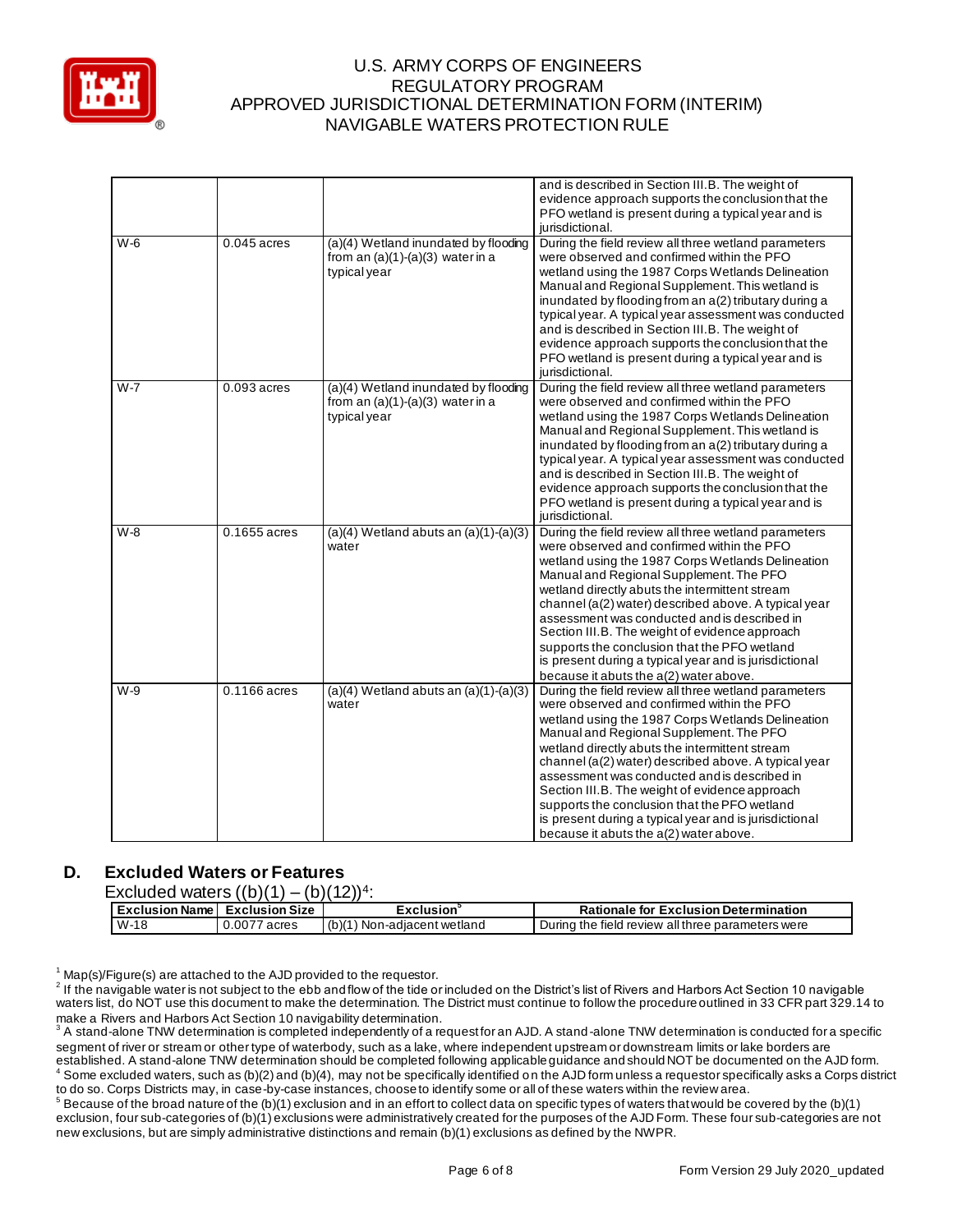| | | | and is described in Section III.B. The weight of evidence approach supports the conclusion that the PFO wetland is present during a typical year and is jurisdictional. |
|---|---|---|---|
| W-6 | 0.045 acres | (a)(4) Wetland inundated by flooding from an (a)(1)-(a)(3) water in a typical year | During the field review all three wetland parameters were observed and confirmed within the PFO wetland using the 1987 Corps Wetlands Delineation Manual and Regional Supplement. This wetland is inundated by flooding from an a(2) tributary during a typical year. A typical year assessment was conducted and is described in Section III.B. The weight of evidence approach supports the conclusion that the PFO wetland is present during a typical year and is jurisdictional. |
| W-7 | 0.093 acres | (a)(4) Wetland inundated by flooding from an (a)(1)-(a)(3) water in a typical year | During the field review all three wetland parameters were observed and confirmed within the PFO wetland using the 1987 Corps Wetlands Delineation Manual and Regional Supplement. This wetland is inundated by flooding from an a(2) tributary during a typical year. A typical year assessment was conducted and is described in Section III.B. The weight of evidence approach supports the conclusion that the PFO wetland is present during a typical year and is jurisdictional. |
| W-8 | 0.1655 acres | (a)(4) Wetland abuts an (a)(1)-(a)(3) water | During the field review all three wetland parameters were observed and confirmed within the PFO wetland using the 1987 Corps Wetlands Delineation Manual and Regional Supplement. The PFO wetland directly abuts the intermittent stream channel (a(2) water) described above. A typical year assessment was conducted and is described in Section III.B. The weight of evidence approach supports the conclusion that the PFO wetland is present during a typical year and is jurisdictional because it abuts the a(2) water above. |
| W-9 | 0.1166 acres | (a)(4) Wetland abuts an (a)(1)-(a)(3) water | During the field review all three wetland parameters were observed and confirmed within the PFO wetland using the 1987 Corps Wetlands Delineation Manual and Regional Supplement. The PFO wetland directly abuts the intermittent stream channel (a(2) water) described above. A typical year assessment was conducted and is described in Section III.B. The weight of evidence approach supports the conclusion that the PFO wetland is present during a typical year and is jurisdictional because it abuts the a(2) water above. |

## D. Excluded Waters or Features

Excluded waters ((b)(1) – (b)(12))[4]:

| Exclusion Name | Exclusion Size | Exclusion[5] | Rationale for Exclusion Determination |
|---|---|---|---|
| W-18 | 0.0077 acres | (b)(1) Non-adjacent wetland | During the field review all three parameters were |

[1] Map(s)/Figure(s) are attached to the AJD provided to the requestor.

[2] If the navigable water is not subject to the ebb and flow of the tide or included on the District's list of Rivers and Harbors Act Section 10 navigable waters list, do NOT use this document to make the determination. The District must continue to follow the procedure outlined in 33 CFR part 329.14 to make a Rivers and Harbors Act Section 10 navigability determination.

[3] A stand-alone TNW determination is completed independently of a request for an AJD. A stand-alone TNW determination is conducted for a specific segment of river or stream or other type of waterbody, such as a lake, where independent upstream or downstream limits or lake borders are established. A stand-alone TNW determination should be completed following applicable guidance and should NOT be documented on the AJD form.

[4] Some excluded waters, such as (b)(2) and (b)(4), may not be specifically identified on the AJD form unless a requestor specifically asks a Corps district to do so. Corps Districts may, in case-by-case instances, choose to identify some or all of these waters within the review area.

[5] Because of the broad nature of the (b)(1) exclusion and in an effort to collect data on specific types of waters that would be covered by the (b)(1) exclusion, four sub-categories of (b)(1) exclusions were administratively created for the purposes of the AJD Form. These four sub-categories are not new exclusions, but are simply administrative distinctions and remain (b)(1) exclusions as defined by the NWPR.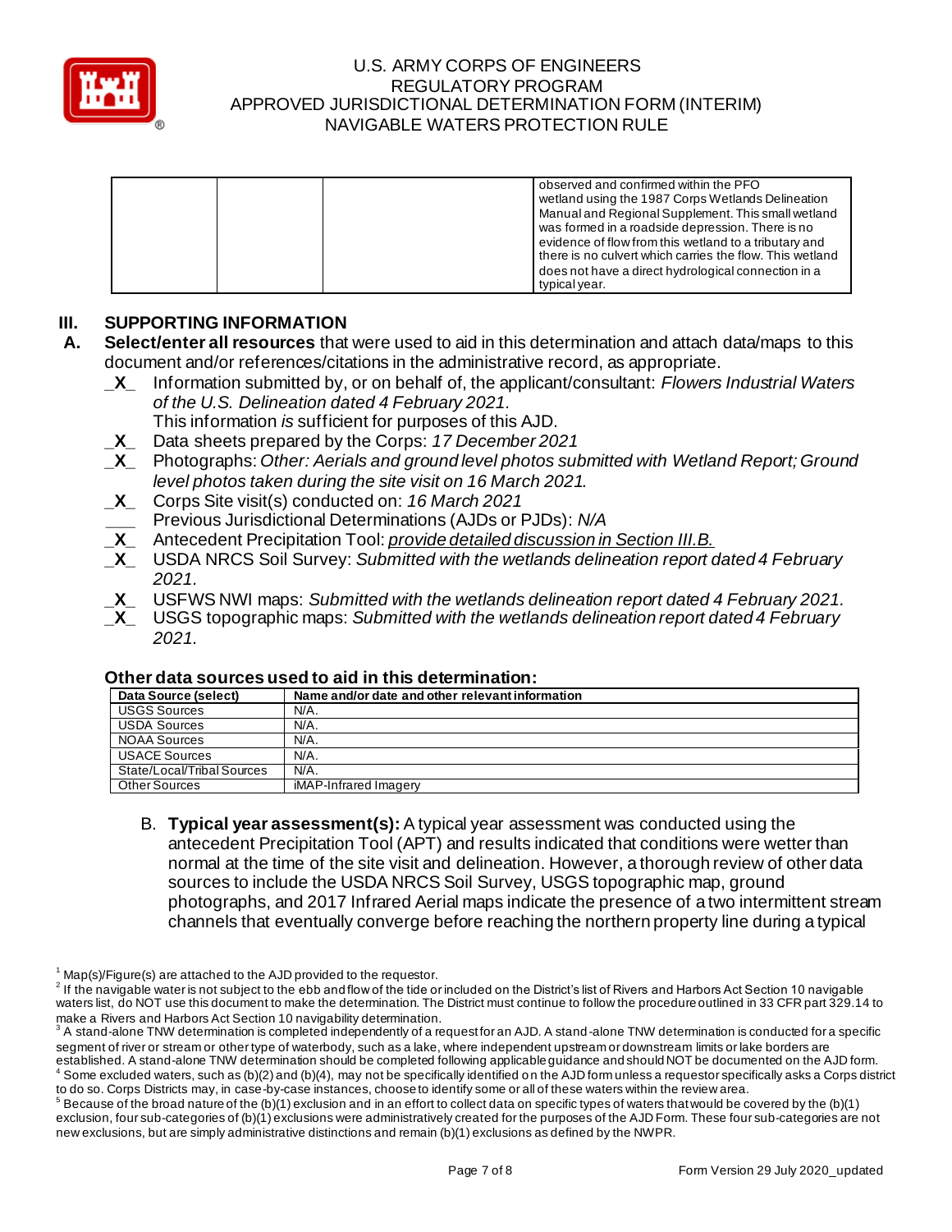|  |  |  | observed and confirmed within the PFO wetland using the 1987 Corps Wetlands Delineation Manual and Regional Supplement. This small wetland was formed in a roadside depression. There is no evidence of flow from this wetland to a tributary and there is no culvert which carries the flow. This wetland does not have a direct hydrological connection in a typical year. |
|---|---|---|---|

## III. SUPPORTING INFORMATION

**A. Select/enter all resources** that were used to aid in this determination and attach data/maps to this document and/or references/citations in the administrative record, as appropriate.

_X_ Information submitted by, or on behalf of, the applicant/consultant: *Flowers Industrial Waters of the U.S. Delineation dated 4 February 2021.*
This information *is* sufficient for purposes of this AJD.

_X_ Data sheets prepared by the Corps: *17 December 2021*

_X_ Photographs: *Other: Aerials and ground level photos submitted with Wetland Report; Ground level photos taken during the site visit on 16 March 2021.*

_X_ Corps Site visit(s) conducted on: *16 March 2021*

___ Previous Jurisdictional Determinations (AJDs or PJDs): *N/A*

_X_ Antecedent Precipitation Tool: *provide detailed discussion in Section III.B.*

_X_ USDA NRCS Soil Survey: *Submitted with the wetlands delineation report dated 4 February 2021.*

_X_ USFWS NWI maps: *Submitted with the wetlands delineation report dated 4 February 2021.*

_X_ USGS topographic maps: *Submitted with the wetlands delineation report dated 4 February 2021.*

### Other data sources used to aid in this determination:

| Data Source (select) | Name and/or date and other relevant information |
|---|---|
| USGS Sources | N/A. |
| USDA Sources | N/A. |
| NOAA Sources | N/A. |
| USACE Sources | N/A. |
| State/Local/Tribal Sources | N/A. |
| Other Sources | iMAP-Infrared Imagery |

B. **Typical year assessment(s):** A typical year assessment was conducted using the antecedent Precipitation Tool (APT) and results indicated that conditions were wetter than normal at the time of the site visit and delineation. However, a thorough review of other data sources to include the USDA NRCS Soil Survey, USGS topographic map, ground photographs, and 2017 Infrared Aerial maps indicate the presence of a two intermittent stream channels that eventually converge before reaching the northern property line during a typical

[1] Map(s)/Figure(s) are attached to the AJD provided to the requestor.

[2] If the navigable water is not subject to the ebb and flow of the tide or included on the District's list of Rivers and Harbors Act Section 10 navigable waters list, do NOT use this document to make the determination. The District must continue to follow the procedure outlined in 33 CFR part 329.14 to make a Rivers and Harbors Act Section 10 navigability determination.

[3] A stand-alone TNW determination is completed independently of a request for an AJD. A stand-alone TNW determination is conducted for a specific segment of river or stream or other type of waterbody, such as a lake, where independent upstream or downstream limits or lake borders are established. A stand-alone TNW determination should be completed following applicable guidance and should NOT be documented on the AJD form.

[4] Some excluded waters, such as (b)(2) and (b)(4), may not be specifically identified on the AJD form unless a requestor specifically asks a Corps district to do so. Corps Districts may, in case-by-case instances, choose to identify some or all of these waters within the review area.

[5] Because of the broad nature of the (b)(1) exclusion and in an effort to collect data on specific types of waters that would be covered by the (b)(1) exclusion, four sub-categories of (b)(1) exclusions were administratively created for the purposes of the AJD Form. These four sub-categories are not new exclusions, but are simply administrative distinctions and remain (b)(1) exclusions as defined by the NWPR.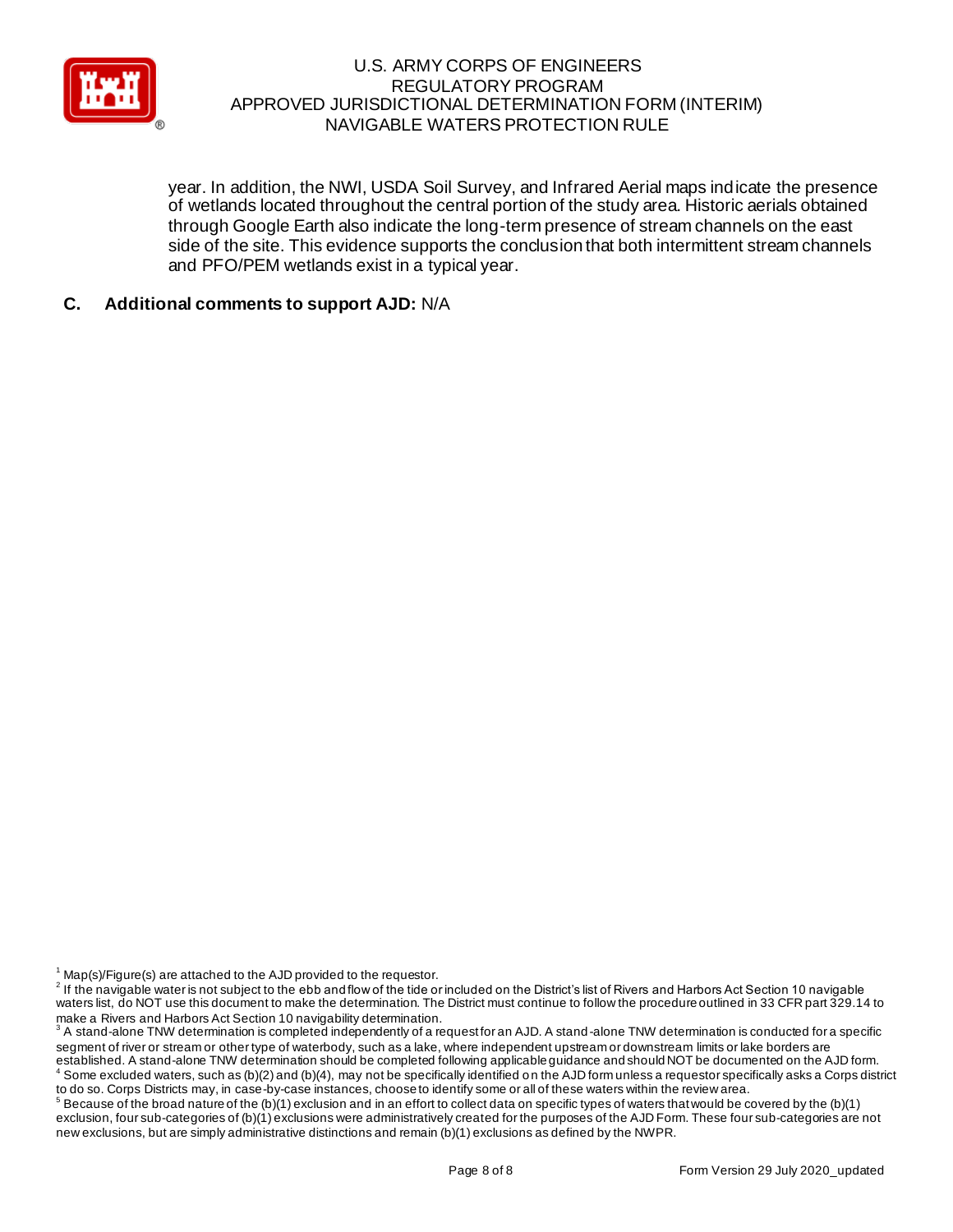year. In addition, the NWI, USDA Soil Survey, and Infrared Aerial maps indicate the presence of wetlands located throughout the central portion of the study area. Historic aerials obtained through Google Earth also indicate the long-term presence of stream channels on the east side of the site. This evidence supports the conclusion that both intermittent stream channels and PFO/PEM wetlands exist in a typical year.

**C. Additional comments to support AJD:** N/A

---

[1] Map(s)/Figure(s) are attached to the AJD provided to the requestor.

[2] If the navigable water is not subject to the ebb and flow of the tide or included on the District's list of Rivers and Harbors Act Section 10 navigable waters list, do NOT use this document to make the determination. The District must continue to follow the procedure outlined in 33 CFR part 329.14 to make a Rivers and Harbors Act Section 10 navigability determination.

[3] A stand-alone TNW determination is completed independently of a request for an AJD. A stand-alone TNW determination is conducted for a specific segment of river or stream or other type of waterbody, such as a lake, where independent upstream or downstream limits or lake borders are established. A stand-alone TNW determination should be completed following applicable guidance and should NOT be documented on the AJD form.

[4] Some excluded waters, such as (b)(2) and (b)(4), may not be specifically identified on the AJD form unless a requestor specifically asks a Corps district to do so. Corps Districts may, in case-by-case instances, choose to identify some or all of these waters within the review area.

[5] Because of the broad nature of the (b)(1) exclusion and in an effort to collect data on specific types of waters that would be covered by the (b)(1) exclusion, four sub-categories of (b)(1) exclusions were administratively created for the purposes of the AJD Form. These four sub-categories are not new exclusions, but are simply administrative distinctions and remain (b)(1) exclusions as defined by the NWPR.